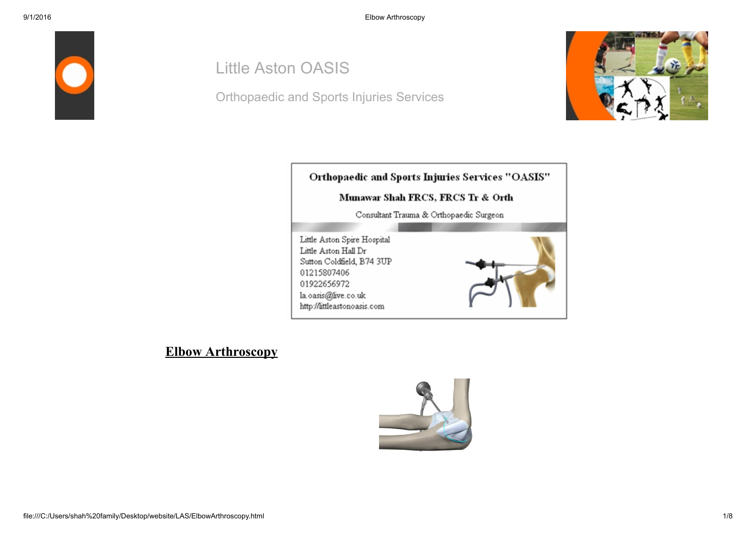# Little Aston OASIS

Orthopaedic and Sports Injuries Services

**Orthopaedic and Sports Injuries Services "OASIS"**

**Munawar Shah FRCS, FRCS Tr & Orth**

Consultant Trauma & Orthopaedic Surgeon

Little Aston Spire Hospital
Little Aston Hall Dr
Sutton Coldfield, B74 3UP
01215807406
01922656972
la.oasis@live.co.uk
http://littleastonoasis.com

## Elbow Arthroscopy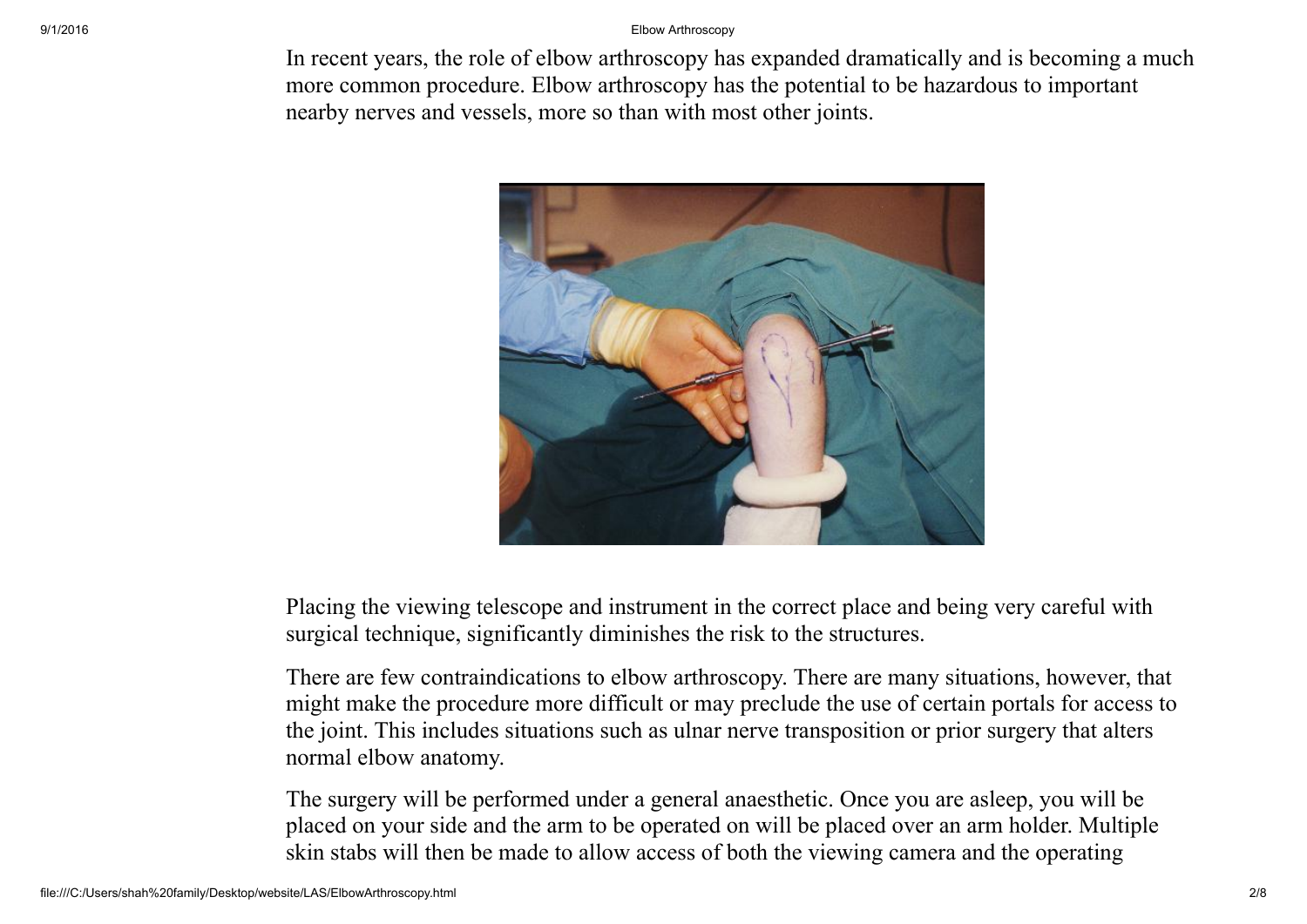In recent years, the role of elbow arthroscopy has expanded dramatically and is becoming a much more common procedure. Elbow arthroscopy has the potential to be hazardous to important nearby nerves and vessels, more so than with most other joints.

Placing the viewing telescope and instrument in the correct place and being very careful with surgical technique, significantly diminishes the risk to the structures.

There are few contraindications to elbow arthroscopy. There are many situations, however, that might make the procedure more difficult or may preclude the use of certain portals for access to the joint. This includes situations such as ulnar nerve transposition or prior surgery that alters normal elbow anatomy.

The surgery will be performed under a general anaesthetic. Once you are asleep, you will be placed on your side and the arm to be operated on will be placed over an arm holder. Multiple skin stabs will then be made to allow access of both the viewing camera and the operating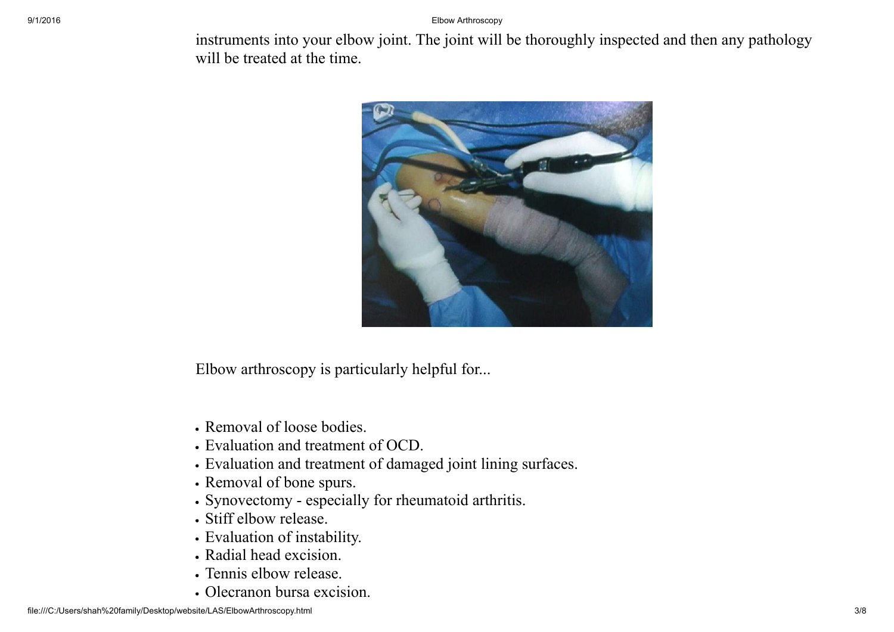instruments into your elbow joint. The joint will be thoroughly inspected and then any pathology will be treated at the time.

Elbow arthroscopy is particularly helpful for...

- Removal of loose bodies.
- Evaluation and treatment of OCD.
- Evaluation and treatment of damaged joint lining surfaces.
- Removal of bone spurs.
- Synovectomy - especially for rheumatoid arthritis.
- Stiff elbow release.
- Evaluation of instability.
- Radial head excision.
- Tennis elbow release.
- Olecranon bursa excision.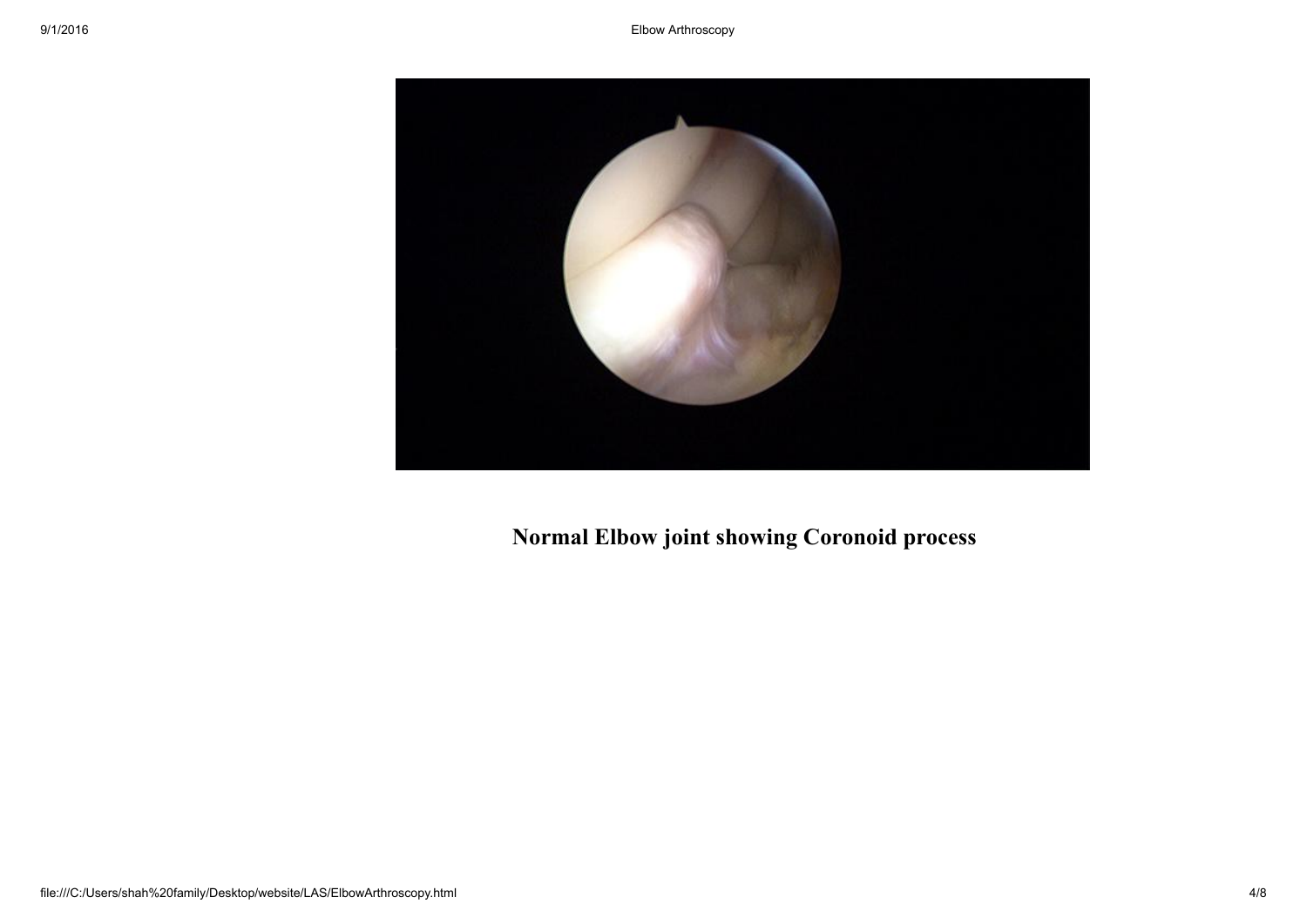**Normal Elbow joint showing Coronoid process**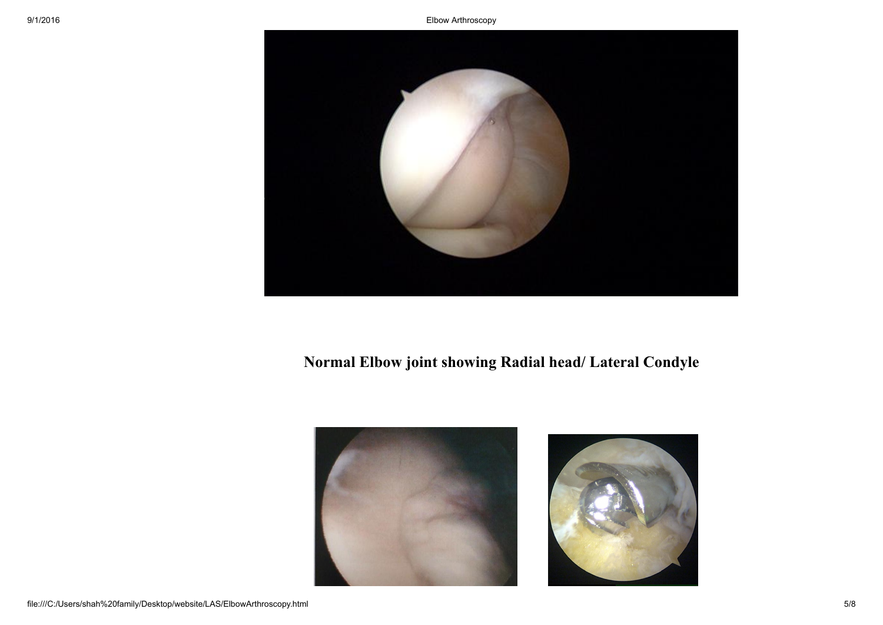**Normal Elbow joint showing Radial head/ Lateral Condyle**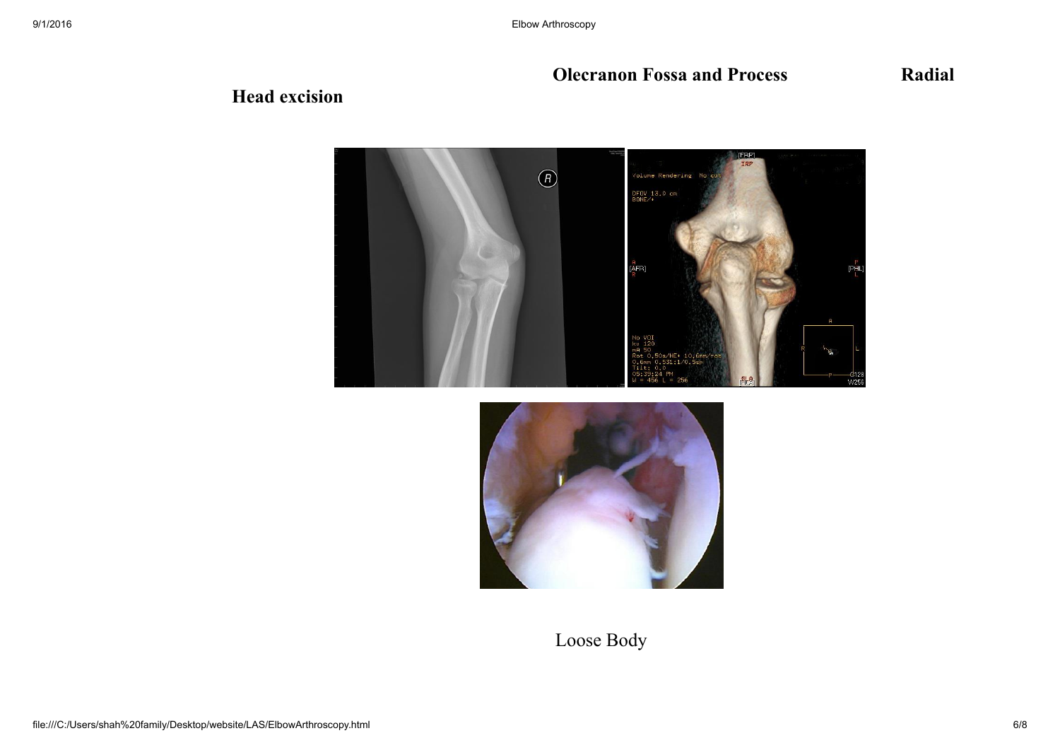**Olecranon Fossa and Process** **Radial Head excision**

Loose Body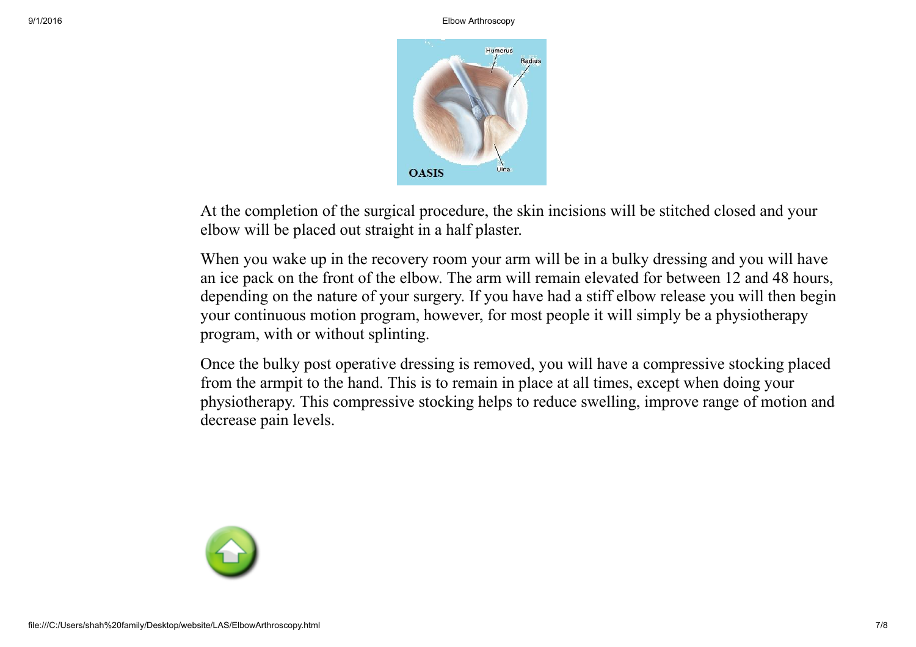At the completion of the surgical procedure, the skin incisions will be stitched closed and your elbow will be placed out straight in a half plaster.

When you wake up in the recovery room your arm will be in a bulky dressing and you will have an ice pack on the front of the elbow. The arm will remain elevated for between 12 and 48 hours, depending on the nature of your surgery. If you have had a stiff elbow release you will then begin your continuous motion program, however, for most people it will simply be a physiotherapy program, with or without splinting.

Once the bulky post operative dressing is removed, you will have a compressive stocking placed from the armpit to the hand. This is to remain in place at all times, except when doing your physiotherapy. This compressive stocking helps to reduce swelling, improve range of motion and decrease pain levels.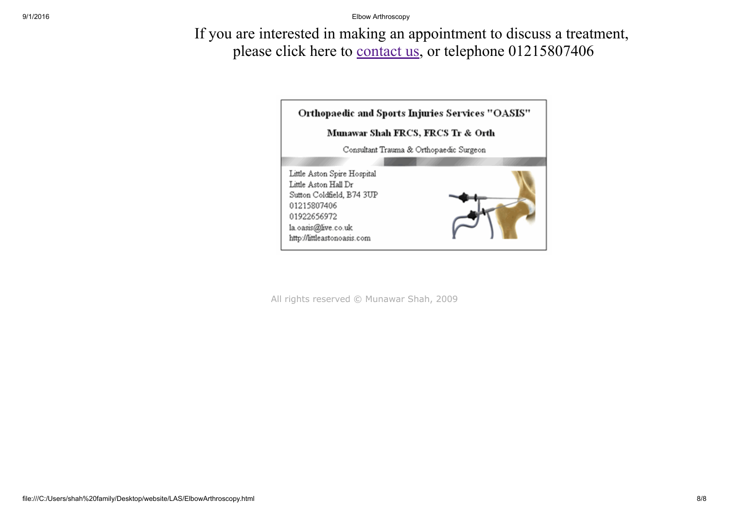If you are interested in making an appointment to discuss a treatment, please click here to contact us, or telephone 01215807406

**Orthopaedic and Sports Injuries Services "OASIS"**

**Munawar Shah FRCS, FRCS Tr & Orth**

Consultant Trauma & Orthopaedic Surgeon

Little Aston Spire Hospital
Little Aston Hall Dr
Sutton Coldfield, B74 3UP
01215807406
01922656972
la.oasis@live.co.uk
http://littleastonoasis.com

All rights reserved © Munawar Shah, 2009